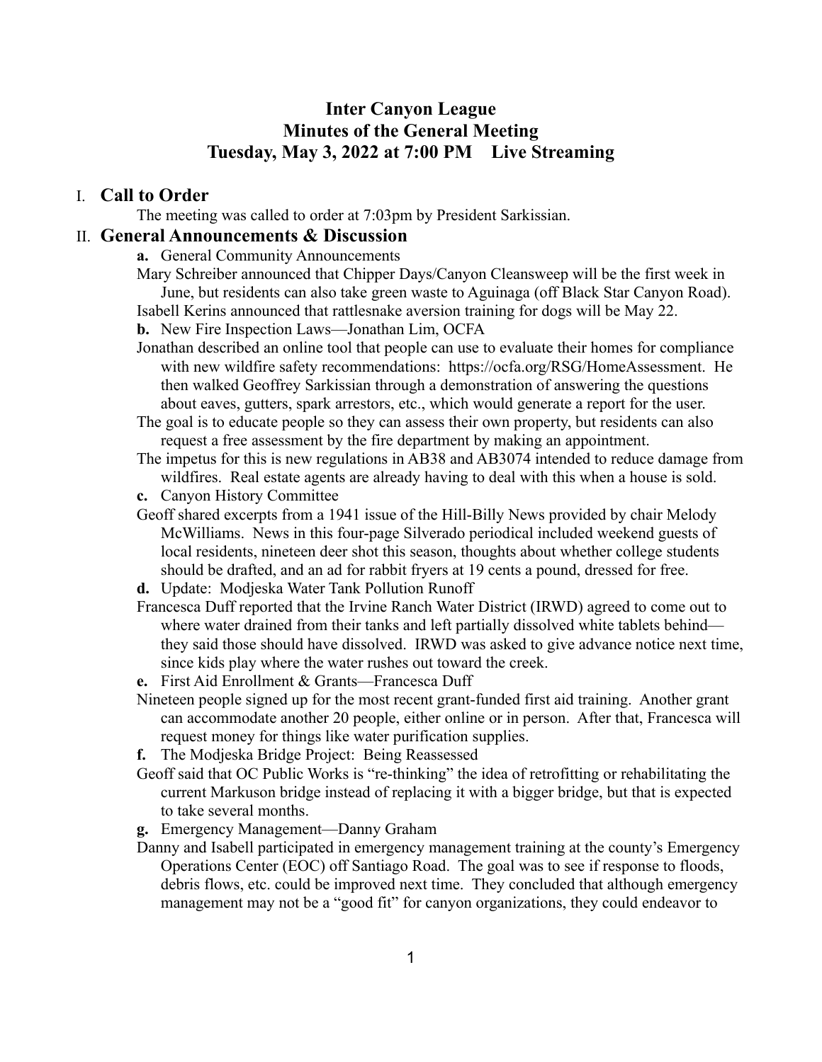# Inter Canyon League
# Minutes of the General Meeting
# Tuesday, May 3, 2022 at 7:00 PM Live Streaming

## I. Call to Order

The meeting was called to order at 7:03pm by President Sarkissian.

## II. General Announcements & Discussion

**a.** General Community Announcements

Mary Schreiber announced that Chipper Days/Canyon Cleansweep will be the first week in June, but residents can also take green waste to Aguinaga (off Black Star Canyon Road).

Isabell Kerins announced that rattlesnake aversion training for dogs will be May 22.

**b.** New Fire Inspection Laws—Jonathan Lim, OCFA

Jonathan described an online tool that people can use to evaluate their homes for compliance with new wildfire safety recommendations: https://ocfa.org/RSG/HomeAssessment. He then walked Geoffrey Sarkissian through a demonstration of answering the questions about eaves, gutters, spark arrestors, etc., which would generate a report for the user.

The goal is to educate people so they can assess their own property, but residents can also request a free assessment by the fire department by making an appointment.

The impetus for this is new regulations in AB38 and AB3074 intended to reduce damage from wildfires. Real estate agents are already having to deal with this when a house is sold.

**c.** Canyon History Committee

Geoff shared excerpts from a 1941 issue of the Hill-Billy News provided by chair Melody McWilliams. News in this four-page Silverado periodical included weekend guests of local residents, nineteen deer shot this season, thoughts about whether college students should be drafted, and an ad for rabbit fryers at 19 cents a pound, dressed for free.

**d.** Update: Modjeska Water Tank Pollution Runoff

Francesca Duff reported that the Irvine Ranch Water District (IRWD) agreed to come out to where water drained from their tanks and left partially dissolved white tablets behind—they said those should have dissolved. IRWD was asked to give advance notice next time, since kids play where the water rushes out toward the creek.

**e.** First Aid Enrollment & Grants—Francesca Duff

Nineteen people signed up for the most recent grant-funded first aid training. Another grant can accommodate another 20 people, either online or in person. After that, Francesca will request money for things like water purification supplies.

**f.** The Modjeska Bridge Project: Being Reassessed

Geoff said that OC Public Works is "re-thinking" the idea of retrofitting or rehabilitating the current Markuson bridge instead of replacing it with a bigger bridge, but that is expected to take several months.

**g.** Emergency Management—Danny Graham

Danny and Isabell participated in emergency management training at the county's Emergency Operations Center (EOC) off Santiago Road. The goal was to see if response to floods, debris flows, etc. could be improved next time. They concluded that although emergency management may not be a "good fit" for canyon organizations, they could endeavor to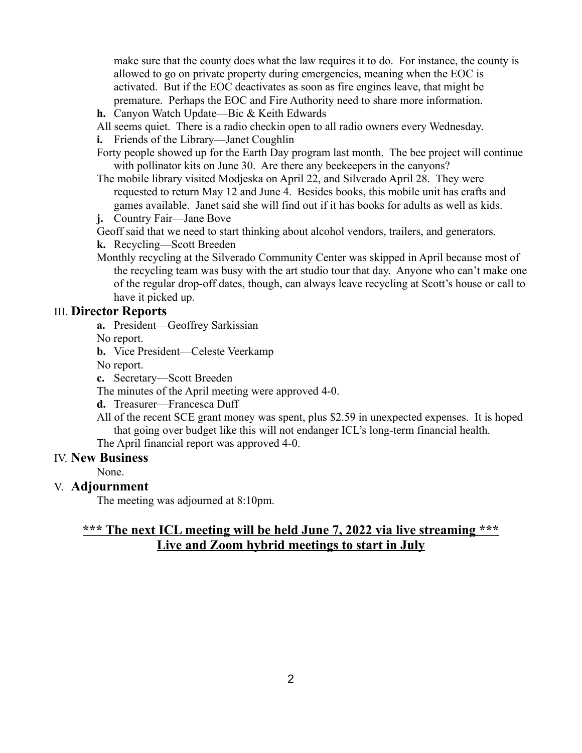make sure that the county does what the law requires it to do. For instance, the county is allowed to go on private property during emergencies, meaning when the EOC is activated. But if the EOC deactivates as soon as fire engines leave, that might be premature. Perhaps the EOC and Fire Authority need to share more information.

**h.** Canyon Watch Update—Bic & Keith Edwards

All seems quiet. There is a radio checkin open to all radio owners every Wednesday.

**i.** Friends of the Library—Janet Coughlin

Forty people showed up for the Earth Day program last month. The bee project will continue with pollinator kits on June 30. Are there any beekeepers in the canyons?

The mobile library visited Modjeska on April 22, and Silverado April 28. They were requested to return May 12 and June 4. Besides books, this mobile unit has crafts and games available. Janet said she will find out if it has books for adults as well as kids.

**j.** Country Fair—Jane Bove

Geoff said that we need to start thinking about alcohol vendors, trailers, and generators.

**k.** Recycling—Scott Breeden

Monthly recycling at the Silverado Community Center was skipped in April because most of the recycling team was busy with the art studio tour that day. Anyone who can't make one of the regular drop-off dates, though, can always leave recycling at Scott's house or call to have it picked up.

## III. Director Reports

**a.** President—Geoffrey Sarkissian

No report.

**b.** Vice President—Celeste Veerkamp

No report.

**c.** Secretary—Scott Breeden

The minutes of the April meeting were approved 4-0.

**d.** Treasurer—Francesca Duff

All of the recent SCE grant money was spent, plus $2.59 in unexpected expenses. It is hoped that going over budget like this will not endanger ICL's long-term financial health.

The April financial report was approved 4-0.

## IV. New Business

None.

## V. Adjournment

The meeting was adjourned at 8:10pm.

**\*\*\* The next ICL meeting will be held June 7, 2022 via live streaming \*\*\***

**Live and Zoom hybrid meetings to start in July**